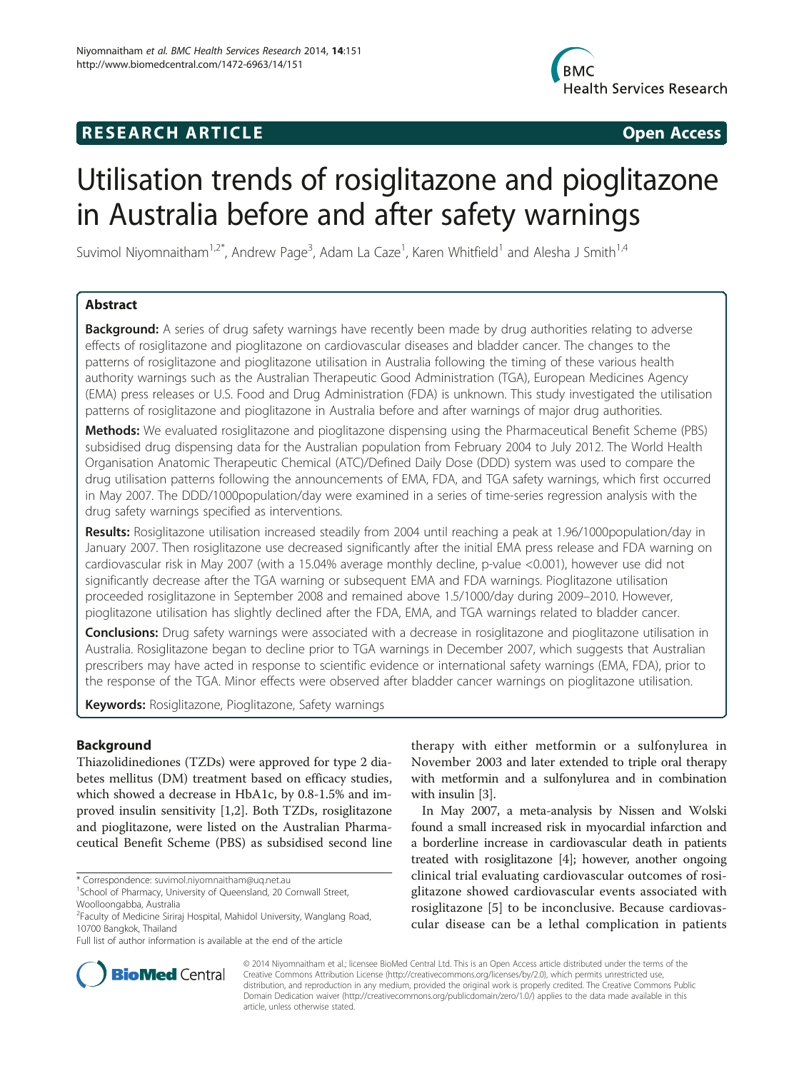# RESEARCH ARTICLE

Open Access

# Utilisation trends of rosiglitazone and pioglitazone in Australia before and after safety warnings

Suvimol Niyomnaitham[1,2*], Andrew Page[3], Adam La Caze[1], Karen Whitfield[1] and Alesha J Smith[1,4]

## Abstract

**Background:** A series of drug safety warnings have recently been made by drug authorities relating to adverse effects of rosiglitazone and pioglitazone on cardiovascular diseases and bladder cancer. The changes to the patterns of rosiglitazone and pioglitazone utilisation in Australia following the timing of these various health authority warnings such as the Australian Therapeutic Good Administration (TGA), European Medicines Agency (EMA) press releases or U.S. Food and Drug Administration (FDA) is unknown. This study investigated the utilisation patterns of rosiglitazone and pioglitazone in Australia before and after warnings of major drug authorities.

**Methods:** We evaluated rosiglitazone and pioglitazone dispensing using the Pharmaceutical Benefit Scheme (PBS) subsidised drug dispensing data for the Australian population from February 2004 to July 2012. The World Health Organisation Anatomic Therapeutic Chemical (ATC)/Defined Daily Dose (DDD) system was used to compare the drug utilisation patterns following the announcements of EMA, FDA, and TGA safety warnings, which first occurred in May 2007. The DDD/1000population/day were examined in a series of time-series regression analysis with the drug safety warnings specified as interventions.

**Results:** Rosiglitazone utilisation increased steadily from 2004 until reaching a peak at 1.96/1000population/day in January 2007. Then rosiglitazone use decreased significantly after the initial EMA press release and FDA warning on cardiovascular risk in May 2007 (with a 15.04% average monthly decline, p-value <0.001), however use did not significantly decrease after the TGA warning or subsequent EMA and FDA warnings. Pioglitazone utilisation proceeded rosiglitazone in September 2008 and remained above 1.5/1000/day during 2009–2010. However, pioglitazone utilisation has slightly declined after the FDA, EMA, and TGA warnings related to bladder cancer.

**Conclusions:** Drug safety warnings were associated with a decrease in rosiglitazone and pioglitazone utilisation in Australia. Rosiglitazone began to decline prior to TGA warnings in December 2007, which suggests that Australian prescribers may have acted in response to scientific evidence or international safety warnings (EMA, FDA), prior to the response of the TGA. Minor effects were observed after bladder cancer warnings on pioglitazone utilisation.

**Keywords:** Rosiglitazone, Pioglitazone, Safety warnings

## Background

Thiazolidinediones (TZDs) were approved for type 2 diabetes mellitus (DM) treatment based on efficacy studies, which showed a decrease in HbA1c, by 0.8-1.5% and improved insulin sensitivity [1,2]. Both TZDs, rosiglitazone and pioglitazone, were listed on the Australian Pharmaceutical Benefit Scheme (PBS) as subsidised second line therapy with either metformin or a sulfonylurea in November 2003 and later extended to triple oral therapy with metformin and a sulfonylurea and in combination with insulin [3].

In May 2007, a meta-analysis by Nissen and Wolski found a small increased risk in myocardial infarction and a borderline increase in cardiovascular death in patients treated with rosiglitazone [4]; however, another ongoing clinical trial evaluating cardiovascular outcomes of rosiglitazone showed cardiovascular events associated with rosiglitazone [5] to be inconclusive. Because cardiovascular disease can be a lethal complication in patients

\* Correspondence: suvimol.niyomnaitham@uq.net.au
[1]School of Pharmacy, University of Queensland, 20 Cornwall Street, Woolloongabba, Australia
[2]Faculty of Medicine Siriraj Hospital, Mahidol University, Wanglang Road, 10700 Bangkok, Thailand
Full list of author information is available at the end of the article

© 2014 Niyomnaitham et al.; licensee BioMed Central Ltd. This is an Open Access article distributed under the terms of the Creative Commons Attribution License (http://creativecommons.org/licenses/by/2.0), which permits unrestricted use, distribution, and reproduction in any medium, provided the original work is properly credited. The Creative Commons Public Domain Dedication waiver (http://creativecommons.org/publicdomain/zero/1.0/) applies to the data made available in this article, unless otherwise stated.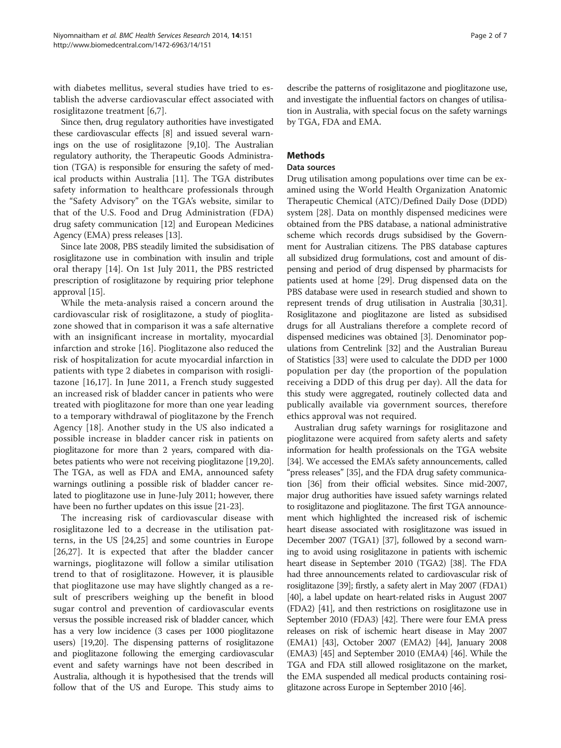with diabetes mellitus, several studies have tried to establish the adverse cardiovascular effect associated with rosiglitazone treatment [6,7].

Since then, drug regulatory authorities have investigated these cardiovascular effects [8] and issued several warnings on the use of rosiglitazone [9,10]. The Australian regulatory authority, the Therapeutic Goods Administration (TGA) is responsible for ensuring the safety of medical products within Australia [11]. The TGA distributes safety information to healthcare professionals through the "Safety Advisory" on the TGA's website, similar to that of the U.S. Food and Drug Administration (FDA) drug safety communication [12] and European Medicines Agency (EMA) press releases [13].

Since late 2008, PBS steadily limited the subsidisation of rosiglitazone use in combination with insulin and triple oral therapy [14]. On 1st July 2011, the PBS restricted prescription of rosiglitazone by requiring prior telephone approval [15].

While the meta-analysis raised a concern around the cardiovascular risk of rosiglitazone, a study of pioglitazone showed that in comparison it was a safe alternative with an insignificant increase in mortality, myocardial infarction and stroke [16]. Pioglitazone also reduced the risk of hospitalization for acute myocardial infarction in patients with type 2 diabetes in comparison with rosiglitazone [16,17]. In June 2011, a French study suggested an increased risk of bladder cancer in patients who were treated with pioglitazone for more than one year leading to a temporary withdrawal of pioglitazone by the French Agency [18]. Another study in the US also indicated a possible increase in bladder cancer risk in patients on pioglitazone for more than 2 years, compared with diabetes patients who were not receiving pioglitazone [19,20]. The TGA, as well as FDA and EMA, announced safety warnings outlining a possible risk of bladder cancer related to pioglitazone use in June-July 2011; however, there have been no further updates on this issue [21-23].

The increasing risk of cardiovascular disease with rosiglitazone led to a decrease in the utilisation patterns, in the US [24,25] and some countries in Europe [26,27]. It is expected that after the bladder cancer warnings, pioglitazone will follow a similar utilisation trend to that of rosiglitazone. However, it is plausible that pioglitazone use may have slightly changed as a result of prescribers weighing up the benefit in blood sugar control and prevention of cardiovascular events versus the possible increased risk of bladder cancer, which has a very low incidence (3 cases per 1000 pioglitazone users) [19,20]. The dispensing patterns of rosiglitazone and pioglitazone following the emerging cardiovascular event and safety warnings have not been described in Australia, although it is hypothesised that the trends will follow that of the US and Europe. This study aims to describe the patterns of rosiglitazone and pioglitazone use, and investigate the influential factors on changes of utilisation in Australia, with special focus on the safety warnings by TGA, FDA and EMA.

## Methods

### Data sources

Drug utilisation among populations over time can be examined using the World Health Organization Anatomic Therapeutic Chemical (ATC)/Defined Daily Dose (DDD) system [28]. Data on monthly dispensed medicines were obtained from the PBS database, a national administrative scheme which records drugs subsidised by the Government for Australian citizens. The PBS database captures all subsidized drug formulations, cost and amount of dispensing and period of drug dispensed by pharmacists for patients used at home [29]. Drug dispensed data on the PBS database were used in research studied and shown to represent trends of drug utilisation in Australia [30,31]. Rosiglitazone and pioglitazone are listed as subsidised drugs for all Australians therefore a complete record of dispensed medicines was obtained [3]. Denominator populations from Centrelink [32] and the Australian Bureau of Statistics [33] were used to calculate the DDD per 1000 population per day (the proportion of the population receiving a DDD of this drug per day). All the data for this study were aggregated, routinely collected data and publically available via government sources, therefore ethics approval was not required.

Australian drug safety warnings for rosiglitazone and pioglitazone were acquired from safety alerts and safety information for health professionals on the TGA website [34]. We accessed the EMA's safety announcements, called "press releases" [35], and the FDA drug safety communication [36] from their official websites. Since mid-2007, major drug authorities have issued safety warnings related to rosiglitazone and pioglitazone. The first TGA announcement which highlighted the increased risk of ischemic heart disease associated with rosiglitazone was issued in December 2007 (TGA1) [37], followed by a second warning to avoid using rosiglitazone in patients with ischemic heart disease in September 2010 (TGA2) [38]. The FDA had three announcements related to cardiovascular risk of rosiglitazone [39]; firstly, a safety alert in May 2007 (FDA1) [40], a label update on heart-related risks in August 2007 (FDA2) [41], and then restrictions on rosiglitazone use in September 2010 (FDA3) [42]. There were four EMA press releases on risk of ischemic heart disease in May 2007 (EMA1) [43], October 2007 (EMA2) [44], January 2008 (EMA3) [45] and September 2010 (EMA4) [46]. While the TGA and FDA still allowed rosiglitazone on the market, the EMA suspended all medical products containing rosiglitazone across Europe in September 2010 [46].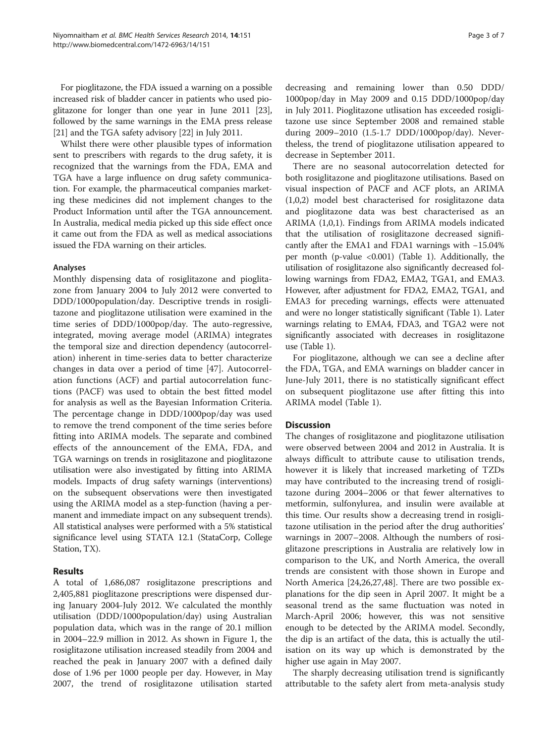For pioglitazone, the FDA issued a warning on a possible increased risk of bladder cancer in patients who used pioglitazone for longer than one year in June 2011 [23], followed by the same warnings in the EMA press release [21] and the TGA safety advisory [22] in July 2011.

Whilst there were other plausible types of information sent to prescribers with regards to the drug safety, it is recognized that the warnings from the FDA, EMA and TGA have a large influence on drug safety communication. For example, the pharmaceutical companies marketing these medicines did not implement changes to the Product Information until after the TGA announcement. In Australia, medical media picked up this side effect once it came out from the FDA as well as medical associations issued the FDA warning on their articles.

### Analyses

Monthly dispensing data of rosiglitazone and pioglitazone from January 2004 to July 2012 were converted to DDD/1000population/day. Descriptive trends in rosiglitazone and pioglitazone utilisation were examined in the time series of DDD/1000pop/day. The auto-regressive, integrated, moving average model (ARIMA) integrates the temporal size and direction dependency (autocorrelation) inherent in time-series data to better characterize changes in data over a period of time [47]. Autocorrelation functions (ACF) and partial autocorrelation functions (PACF) was used to obtain the best fitted model for analysis as well as the Bayesian Information Criteria. The percentage change in DDD/1000pop/day was used to remove the trend component of the time series before fitting into ARIMA models. The separate and combined effects of the announcement of the EMA, FDA, and TGA warnings on trends in rosiglitazone and pioglitazone utilisation were also investigated by fitting into ARIMA models. Impacts of drug safety warnings (interventions) on the subsequent observations were then investigated using the ARIMA model as a step-function (having a permanent and immediate impact on any subsequent trends). All statistical analyses were performed with a 5% statistical significance level using STATA 12.1 (StataCorp, College Station, TX).

## Results

A total of 1,686,087 rosiglitazone prescriptions and 2,405,881 pioglitazone prescriptions were dispensed during January 2004-July 2012. We calculated the monthly utilisation (DDD/1000population/day) using Australian population data, which was in the range of 20.1 million in 2004–22.9 million in 2012. As shown in Figure 1, the rosiglitazone utilisation increased steadily from 2004 and reached the peak in January 2007 with a defined daily dose of 1.96 per 1000 people per day. However, in May 2007, the trend of rosiglitazone utilisation started decreasing and remaining lower than 0.50 DDD/1000pop/day in May 2009 and 0.15 DDD/1000pop/day in July 2011. Pioglitazone utlisation has exceeded rosiglitazone use since September 2008 and remained stable during 2009–2010 (1.5-1.7 DDD/1000pop/day). Nevertheless, the trend of pioglitazone utilisation appeared to decrease in September 2011.

There are no seasonal autocorrelation detected for both rosiglitazone and pioglitazone utilisations. Based on visual inspection of PACF and ACF plots, an ARIMA (1,0,2) model best characterised for rosiglitazone data and pioglitazone data was best characterised as an ARIMA (1,0,1). Findings from ARIMA models indicated that the utilisation of rosiglitazone decreased significantly after the EMA1 and FDA1 warnings with −15.04% per month (p-value <0.001) (Table 1). Additionally, the utilisation of rosiglitazone also significantly decreased following warnings from FDA2, EMA2, TGA1, and EMA3. However, after adjustment for FDA2, EMA2, TGA1, and EMA3 for preceding warnings, effects were attenuated and were no longer statistically significant (Table 1). Later warnings relating to EMA4, FDA3, and TGA2 were not significantly associated with decreases in rosiglitazone use (Table 1).

For pioglitazone, although we can see a decline after the FDA, TGA, and EMA warnings on bladder cancer in June-July 2011, there is no statistically significant effect on subsequent pioglitazone use after fitting this into ARIMA model (Table 1).

## Discussion

The changes of rosiglitazone and pioglitazone utilisation were observed between 2004 and 2012 in Australia. It is always difficult to attribute cause to utilisation trends, however it is likely that increased marketing of TZDs may have contributed to the increasing trend of rosiglitazone during 2004–2006 or that fewer alternatives to metformin, sulfonylurea, and insulin were available at this time. Our results show a decreasing trend in rosiglitazone utilisation in the period after the drug authorities' warnings in 2007–2008. Although the numbers of rosiglitazone prescriptions in Australia are relatively low in comparison to the UK, and North America, the overall trends are consistent with those shown in Europe and North America [24,26,27,48]. There are two possible explanations for the dip seen in April 2007. It might be a seasonal trend as the same fluctuation was noted in March-April 2006; however, this was not sensitive enough to be detected by the ARIMA model. Secondly, the dip is an artifact of the data, this is actually the utilisation on its way up which is demonstrated by the higher use again in May 2007.

The sharply decreasing utilisation trend is significantly attributable to the safety alert from meta-analysis study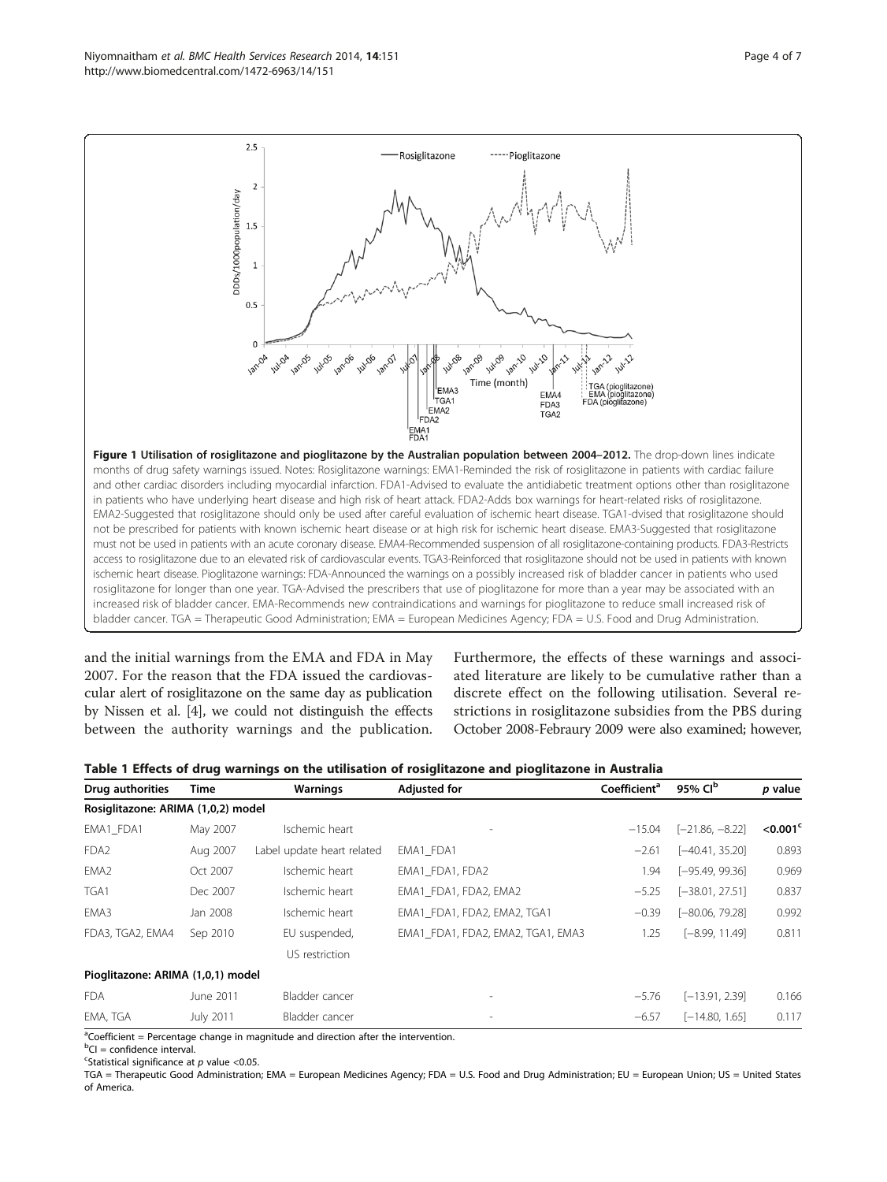**Figure 1 Utilisation of rosiglitazone and pioglitazone by the Australian population between 2004–2012.** The drop-down lines indicate months of drug safety warnings issued. Notes: Rosiglitazone warnings: EMA1-Reminded the risk of rosiglitazone in patients with cardiac failure and other cardiac disorders including myocardial infarction. FDA1-Advised to evaluate the antidiabetic treatment options other than rosiglitazone in patients who have underlying heart disease and high risk of heart attack. FDA2-Adds box warnings for heart-related risks of rosiglitazone. EMA2-Suggested that rosiglitazone should only be used after careful evaluation of ischemic heart disease. TGA1-dvised that rosiglitazone should not be prescribed for patients with known ischemic heart disease or at high risk for ischemic heart disease. EMA3-Suggested that rosiglitazone must not be used in patients with an acute coronary disease. EMA4-Recommended suspension of all rosiglitazone-containing products. FDA3-Restricts access to rosiglitazone due to an elevated risk of cardiovascular events. TGA3-Reinforced that rosiglitazone should not be used in patients with known ischemic heart disease. Pioglitazone warnings: FDA-Announced the warnings on a possibly increased risk of bladder cancer in patients who used rosiglitazone for longer than one year. TGA-Advised the prescribers that use of pioglitazone for more than a year may be associated with an increased risk of bladder cancer. EMA-Recommends new contraindications and warnings for pioglitazone to reduce small increased risk of bladder cancer. TGA = Therapeutic Good Administration; EMA = European Medicines Agency; FDA = U.S. Food and Drug Administration.

and the initial warnings from the EMA and FDA in May 2007. For the reason that the FDA issued the cardiovascular alert of rosiglitazone on the same day as publication by Nissen et al. [4], we could not distinguish the effects between the authority warnings and the publication. Furthermore, the effects of these warnings and associated literature are likely to be cumulative rather than a discrete effect on the following utilisation. Several restrictions in rosiglitazone subsidies from the PBS during October 2008-Febraury 2009 were also examined; however,

**Table 1 Effects of drug warnings on the utilisation of rosiglitazone and pioglitazone in Australia**

| Drug authorities | Time | Warnings | Adjusted for | Coefficient[a] | 95% CI[b] | p value |
|---|---|---|---|---|---|---|
| **Rosiglitazone: ARIMA (1,0,2) model** | | | | | | |
| EMA1_FDA1 | May 2007 | Ischemic heart | - | −15.04 | [−21.86, −8.22] | **<0.001**[c] |
| FDA2 | Aug 2007 | Label update heart related | EMA1_FDA1 | −2.61 | [−40.41, 35.20] | 0.893 |
| EMA2 | Oct 2007 | Ischemic heart | EMA1_FDA1, FDA2 | 1.94 | [−95.49, 99.36] | 0.969 |
| TGA1 | Dec 2007 | Ischemic heart | EMA1_FDA1, FDA2, EMA2 | −5.25 | [−38.01, 27.51] | 0.837 |
| EMA3 | Jan 2008 | Ischemic heart | EMA1_FDA1, FDA2, EMA2, TGA1 | −0.39 | [−80.06, 79.28] | 0.992 |
| FDA3, TGA2, EMA4 | Sep 2010 | EU suspended, US restriction | EMA1_FDA1, FDA2, EMA2, TGA1, EMA3 | 1.25 | [−8.99, 11.49] | 0.811 |
| **Pioglitazone: ARIMA (1,0,1) model** | | | | | | |
| FDA | June 2011 | Bladder cancer | - | −5.76 | [−13.91, 2.39] | 0.166 |
| EMA, TGA | July 2011 | Bladder cancer | - | −6.57 | [−14.80, 1.65] | 0.117 |

[a]Coefficient = Percentage change in magnitude and direction after the intervention.
[b]CI = confidence interval.
[c]Statistical significance at $p$ value <0.05.
TGA = Therapeutic Good Administration; EMA = European Medicines Agency; FDA = U.S. Food and Drug Administration; EU = European Union; US = United States of America.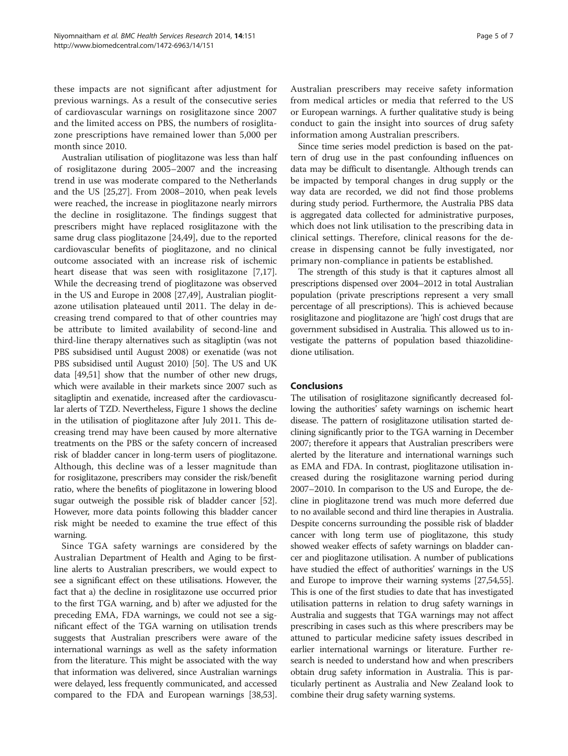these impacts are not significant after adjustment for previous warnings. As a result of the consecutive series of cardiovascular warnings on rosiglitazone since 2007 and the limited access on PBS, the numbers of rosiglitazone prescriptions have remained lower than 5,000 per month since 2010.

Australian utilisation of pioglitazone was less than half of rosiglitazone during 2005–2007 and the increasing trend in use was moderate compared to the Netherlands and the US [25,27]. From 2008–2010, when peak levels were reached, the increase in pioglitazone nearly mirrors the decline in rosiglitazone. The findings suggest that prescribers might have replaced rosiglitazone with the same drug class pioglitazone [24,49], due to the reported cardiovascular benefits of pioglitazone, and no clinical outcome associated with an increase risk of ischemic heart disease that was seen with rosiglitazone [7,17]. While the decreasing trend of pioglitazone was observed in the US and Europe in 2008 [27,49], Australian pioglitazone utilisation plateaued until 2011. The delay in decreasing trend compared to that of other countries may be attribute to limited availability of second-line and third-line therapy alternatives such as sitagliptin (was not PBS subsidised until August 2008) or exenatide (was not PBS subsidised until August 2010) [50]. The US and UK data [49,51] show that the number of other new drugs, which were available in their markets since 2007 such as sitagliptin and exenatide, increased after the cardiovascular alerts of TZD. Nevertheless, Figure 1 shows the decline in the utilisation of pioglitazone after July 2011. This decreasing trend may have been caused by more alternative treatments on the PBS or the safety concern of increased risk of bladder cancer in long-term users of pioglitazone. Although, this decline was of a lesser magnitude than for rosiglitazone, prescribers may consider the risk/benefit ratio, where the benefits of pioglitazone in lowering blood sugar outweigh the possible risk of bladder cancer [52]. However, more data points following this bladder cancer risk might be needed to examine the true effect of this warning.

Since TGA safety warnings are considered by the Australian Department of Health and Aging to be first-line alerts to Australian prescribers, we would expect to see a significant effect on these utilisations. However, the fact that a) the decline in rosiglitazone use occurred prior to the first TGA warning, and b) after we adjusted for the preceding EMA, FDA warnings, we could not see a significant effect of the TGA warning on utilisation trends suggests that Australian prescribers were aware of the international warnings as well as the safety information from the literature. This might be associated with the way that information was delivered, since Australian warnings were delayed, less frequently communicated, and accessed compared to the FDA and European warnings [38,53]. Australian prescribers may receive safety information from medical articles or media that referred to the US or European warnings. A further qualitative study is being conduct to gain the insight into sources of drug safety information among Australian prescribers.

Since time series model prediction is based on the pattern of drug use in the past confounding influences on data may be difficult to disentangle. Although trends can be impacted by temporal changes in drug supply or the way data are recorded, we did not find those problems during study period. Furthermore, the Australia PBS data is aggregated data collected for administrative purposes, which does not link utilisation to the prescribing data in clinical settings. Therefore, clinical reasons for the decrease in dispensing cannot be fully investigated, nor primary non-compliance in patients be established.

The strength of this study is that it captures almost all prescriptions dispensed over 2004–2012 in total Australian population (private prescriptions represent a very small percentage of all prescriptions). This is achieved because rosiglitazone and pioglitazone are 'high' cost drugs that are government subsidised in Australia. This allowed us to investigate the patterns of population based thiazolidinedione utilisation.

## Conclusions

The utilisation of rosiglitazone significantly decreased following the authorities' safety warnings on ischemic heart disease. The pattern of rosiglitazone utilisation started declining significantly prior to the TGA warning in December 2007; therefore it appears that Australian prescribers were alerted by the literature and international warnings such as EMA and FDA. In contrast, pioglitazone utilisation increased during the rosiglitazone warning period during 2007–2010. In comparison to the US and Europe, the decline in pioglitazone trend was much more deferred due to no available second and third line therapies in Australia. Despite concerns surrounding the possible risk of bladder cancer with long term use of pioglitazone, this study showed weaker effects of safety warnings on bladder cancer and pioglitazone utilisation. A number of publications have studied the effect of authorities' warnings in the US and Europe to improve their warning systems [27,54,55]. This is one of the first studies to date that has investigated utilisation patterns in relation to drug safety warnings in Australia and suggests that TGA warnings may not affect prescribing in cases such as this where prescribers may be attuned to particular medicine safety issues described in earlier international warnings or literature. Further research is needed to understand how and when prescribers obtain drug safety information in Australia. This is particularly pertinent as Australia and New Zealand look to combine their drug safety warning systems.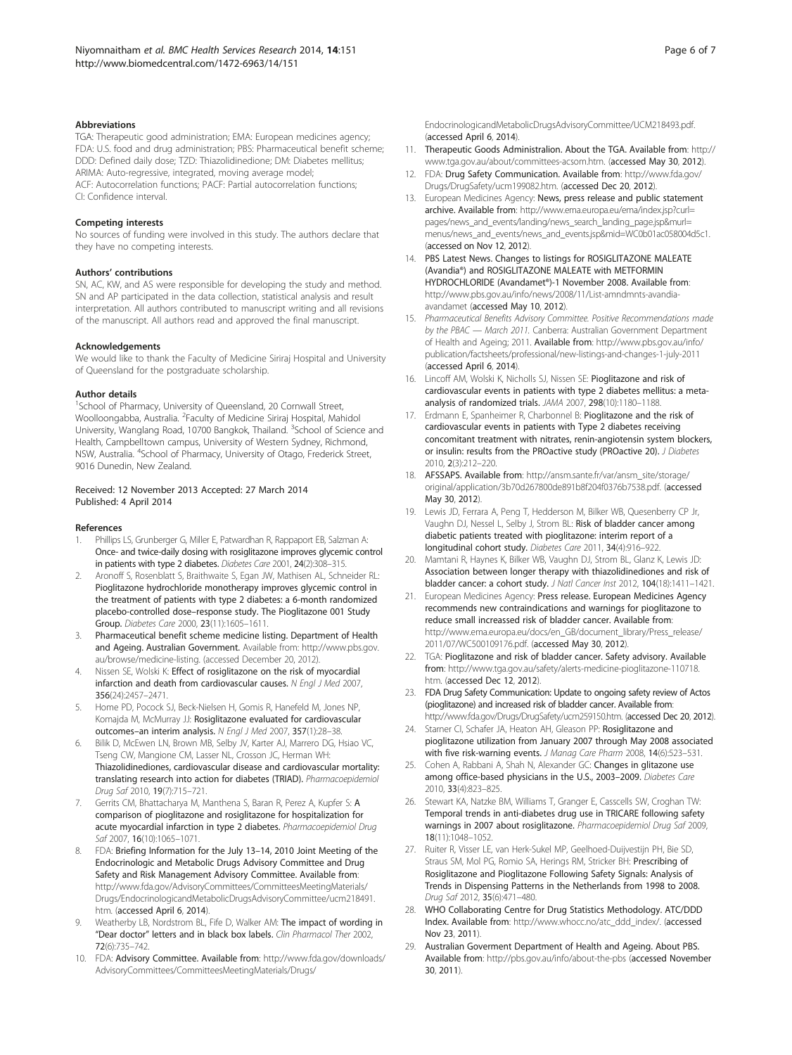### Abbreviations

TGA: Therapeutic good administration; EMA: European medicines agency; FDA: U.S. food and drug administration; PBS: Pharmaceutical benefit scheme; DDD: Defined daily dose; TZD: Thiazolidinedione; DM: Diabetes mellitus; ARIMA: Auto-regressive, integrated, moving average model; ACF: Autocorrelation functions; PACF: Partial autocorrelation functions; CI: Confidence interval.

### Competing interests

No sources of funding were involved in this study. The authors declare that they have no competing interests.

### Authors' contributions

SN, AC, KW, and AS were responsible for developing the study and method. SN and AP participated in the data collection, statistical analysis and result interpretation. All authors contributed to manuscript writing and all revisions of the manuscript. All authors read and approved the final manuscript.

### Acknowledgements

We would like to thank the Faculty of Medicine Siriraj Hospital and University of Queensland for the postgraduate scholarship.

### Author details

[1]School of Pharmacy, University of Queensland, 20 Cornwall Street, Woolloongabba, Australia. [2]Faculty of Medicine Siriraj Hospital, Mahidol University, Wanglang Road, 10700 Bangkok, Thailand. [3]School of Science and Health, Campbelltown campus, University of Western Sydney, Richmond, NSW, Australia. [4]School of Pharmacy, University of Otago, Frederick Street, 9016 Dunedin, New Zealand.

Received: 12 November 2013 Accepted: 27 March 2014
Published: 4 April 2014

### References

1. Phillips LS, Grunberger G, Miller E, Patwardhan R, Rappaport EB, Salzman A: **Once- and twice-daily dosing with rosiglitazone improves glycemic control in patients with type 2 diabetes.** *Diabetes Care* 2001, **24**(2):308–315.
2. Aronoff S, Rosenblatt S, Braithwaite S, Egan JW, Mathisen AL, Schneider RL: **Pioglitazone hydrochloride monotherapy improves glycemic control in the treatment of patients with type 2 diabetes: a 6-month randomized placebo-controlled dose–response study. The Pioglitazone 001 Study Group.** *Diabetes Care* 2000, **23**(11):1605–1611.
3. **Pharmaceutical benefit scheme medicine listing. Department of Health and Ageing. Australian Government.** Available from: http://www.pbs.gov.au/browse/medicine-listing. (accessed December 20, 2012).
4. Nissen SE, Wolski K: **Effect of rosiglitazone on the risk of myocardial infarction and death from cardiovascular causes.** *N Engl J Med* 2007, **356**(24):2457–2471.
5. Home PD, Pocock SJ, Beck-Nielsen H, Gomis R, Hanefeld M, Jones NP, Komajda M, McMurray JJ: **Rosiglitazone evaluated for cardiovascular outcomes–an interim analysis.** *N Engl J Med* 2007, **357**(1):28–38.
6. Bilik D, McEwen LN, Brown MB, Selby JV, Karter AJ, Marrero DG, Hsiao VC, Tseng CW, Mangione CM, Lasser NL, Crosson JC, Herman WH: **Thiazolidinediones, cardiovascular disease and cardiovascular mortality: translating research into action for diabetes (TRIAD).** *Pharmacoepidemiol Drug Saf* 2010, **19**(7):715–721.
7. Gerrits CM, Bhattacharya M, Manthena S, Baran R, Perez A, Kupfer S: **A comparison of pioglitazone and rosiglitazone for hospitalization for acute myocardial infarction in type 2 diabetes.** *Pharmacoepidemiol Drug Saf* 2007, **16**(10):1065–1071.
8. FDA: **Briefing Information for the July 13–14, 2010 Joint Meeting of the Endocrinologic and Metabolic Drugs Advisory Committee and Drug Safety and Risk Management Advisory Committee.** Available from: http://www.fda.gov/AdvisoryCommittees/CommitteesMeetingMaterials/Drugs/EndocrinologicandMetabolicDrugsAdvisoryCommittee/ucm218491.htm. (accessed April 6, 2014).
9. Weatherby LB, Nordstrom BL, Fife D, Walker AM: **The impact of wording in "Dear doctor" letters and in black box labels.** *Clin Pharmacol Ther* 2002, **72**(6):735–742.
10. FDA: **Advisory Committee.** Available from: http://www.fda.gov/downloads/AdvisoryCommittees/CommitteesMeetingMaterials/Drugs/EndocrinologicandMetabolicDrugsAdvisoryCommittee/UCM218493.pdf. (accessed April 6, 2014).
11. **Therapeutic Goods Administralion. About the TGA.** Available from: http://www.tga.gov.au/about/committees-acsom.htm. (accessed May 30, 2012).
12. FDA: **Drug Safety Communication.** Available from: http://www.fda.gov/Drugs/DrugSafety/ucm199082.htm. (accessed Dec 20, 2012).
13. European Medicines Agency: **News, press release and public statement archive.** Available from: http://www.ema.europa.eu/ema/index.jsp?curl=pages/news_and_events/landing/news_search_landing_page.jsp&murl=menus/news_and_events/news_and_events.jsp&mid=WC0b01ac058004d5c1. (accessed on Nov 12, 2012).
14. **PBS Latest News. Changes to listings for ROSIGLITAZONE MALEATE (Avandia®) and ROSIGLITAZONE MALEATE with METFORMIN HYDROCHLORIDE (Avandamet®)-1 November 2008.** Available from: http://www.pbs.gov.au/info/news/2008/11/List-amndmnts-avandia-avandamet (accessed May 10, 2012).
15. *Pharmaceutical Benefits Advisory Committee. Positive Recommendations made by the PBAC — March 2011.* Canberra: Australian Government Department of Health and Ageing; 2011. **Available from**: http://www.pbs.gov.au/info/publication/factsheets/professional/new-listings-and-changes-1-july-2011 (accessed April 6, 2014).
16. Lincoff AM, Wolski K, Nicholls SJ, Nissen SE: **Pioglitazone and risk of cardiovascular events in patients with type 2 diabetes mellitus: a meta-analysis of randomized trials.** *JAMA* 2007, **298**(10):1180–1188.
17. Erdmann E, Spanheimer R, Charbonnel B: **Pioglitazone and the risk of cardiovascular events in patients with Type 2 diabetes receiving concomitant treatment with nitrates, renin-angiotensin system blockers, or insulin: results from the PROactive study (PROactive 20).** *J Diabetes* 2010, **2**(3):212–220.
18. AFSSAPS. **Available from**: http://ansm.sante.fr/var/ansm_site/storage/original/application/3b70d267800de891b8f204f0376b7538.pdf. (accessed May 30, 2012).
19. Lewis JD, Ferrara A, Peng T, Hedderson M, Bilker WB, Quesenberry CP Jr, Vaughn DJ, Nessel L, Selby J, Strom BL: **Risk of bladder cancer among diabetic patients treated with pioglitazone: interim report of a longitudinal cohort study.** *Diabetes Care* 2011, **34**(4):916–922.
20. Mamtani R, Haynes K, Bilker WB, Vaughn DJ, Strom BL, Glanz K, Lewis JD: **Association between longer therapy with thiazolidinediones and risk of bladder cancer: a cohort study.** *J Natl Cancer Inst* 2012, **104**(18):1411–1421.
21. European Medicines Agency: **Press release. European Medicines Agency recommends new contraindications and warnings for pioglitazone to reduce small increassed risk of bladder cancer.** Available from: http://www.ema.europa.eu/docs/en_GB/document_library/Press_release/2011/07/WC500109176.pdf. (accessed May 30, 2012).
22. TGA: **Pioglitazone and risk of bladder cancer. Safety advisory.** Available from: http://www.tga.gov.au/safety/alerts-medicine-pioglitazone-110718.htm. (accessed Dec 12, 2012).
23. **FDA Drug Safety Communication: Update to ongoing safety review of Actos (pioglitazone) and increased risk of bladder cancer.** Available from: http://www.fda.gov/Drugs/DrugSafety/ucm259150.htm. (accessed Dec 20, 2012).
24. Starner CI, Schafer JA, Heaton AH, Gleason PP: **Rosiglitazone and pioglitazone utilization from January 2007 through May 2008 associated with five risk-warning events.** *J Manag Care Pharm* 2008, **14**(6):523–531.
25. Cohen A, Rabbani A, Shah N, Alexander GC: **Changes in glitazone use among office-based physicians in the U.S., 2003–2009.** *Diabetes Care* 2010, **33**(4):823–825.
26. Stewart KA, Natzke BM, Williams T, Granger E, Casscells SW, Croghan TW: **Temporal trends in anti-diabetes drug use in TRICARE following safety warnings in 2007 about rosiglitazone.** *Pharmacoepidemiol Drug Saf* 2009, **18**(11):1048–1052.
27. Ruiter R, Visser LE, van Herk-Sukel MP, Geelhoed-Duijvestijn PH, Bie SD, Straus SM, Mol PG, Romio SA, Herings RM, Stricker BH: **Prescribing of Rosiglitazone and Pioglitazone Following Safety Signals: Analysis of Trends in Dispensing Patterns in the Netherlands from 1998 to 2008.** *Drug Saf* 2012, **35**(6):471–480.
28. **WHO Collaborating Centre for Drug Statistics Methodology. ATC/DDD Index.** Available from: http://www.whocc.no/atc_ddd_index/. (accessed Nov 23, 2011).
29. **Australian Goverment Department of Health and Ageing. About PBS.** Available from: http://pbs.gov.au/info/about-the-pbs (accessed November 30, 2011).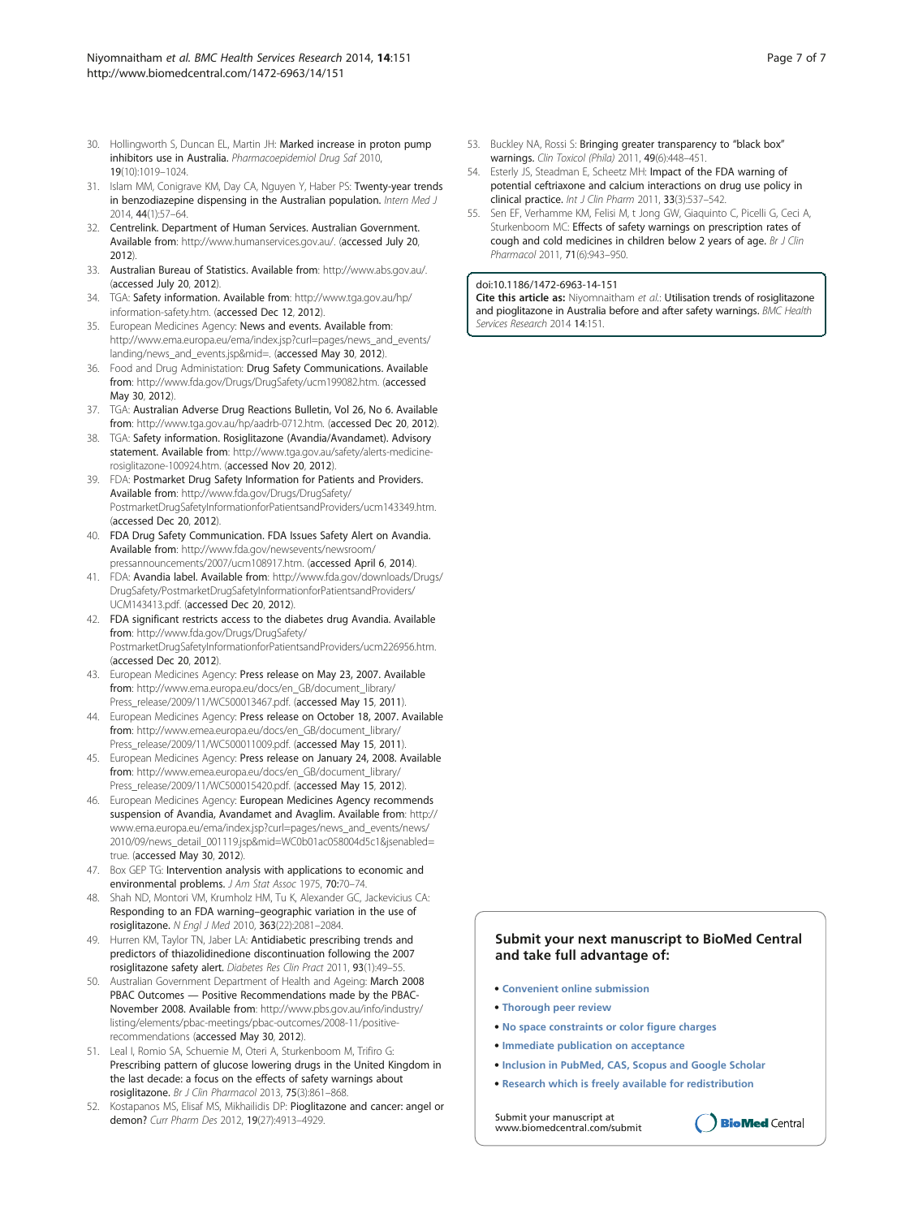30. Hollingworth S, Duncan EL, Martin JH: **Marked increase in proton pump inhibitors use in Australia.** *Pharmacoepidemiol Drug Saf* 2010, **19**(10):1019–1024.
31. Islam MM, Conigrave KM, Day CA, Nguyen Y, Haber PS: **Twenty-year trends in benzodiazepine dispensing in the Australian population.** *Intern Med J* 2014, **44**(1):57–64.
32. Centrelink. Department of Human Services. Australian Government. Available from: http://www.humanservices.gov.au/. (accessed July 20, 2012).
33. Australian Bureau of Statistics. Available from: http://www.abs.gov.au/. (accessed July 20, 2012).
34. TGA: **Safety information. Available from**: http://www.tga.gov.au/hp/information-safety.htm. (accessed Dec 12, 2012).
35. European Medicines Agency: **News and events. Available from**: http://www.ema.europa.eu/ema/index.jsp?curl=pages/news_and_events/landing/news_and_events.jsp&mid=. (accessed May 30, 2012).
36. Food and Drug Administation: **Drug Safety Communications. Available from**: http://www.fda.gov/Drugs/DrugSafety/ucm199082.htm. (accessed May 30, 2012).
37. TGA: **Australian Adverse Drug Reactions Bulletin, Vol 26, No 6. Available from**: http://www.tga.gov.au/hp/aadrb-0712.htm. (accessed Dec 20, 2012).
38. TGA: **Safety information. Rosiglitazone (Avandia/Avandamet). Advisory statement. Available from**: http://www.tga.gov.au/safety/alerts-medicine-rosiglitazone-100924.htm. (accessed Nov 20, 2012).
39. FDA: **Postmarket Drug Safety Information for Patients and Providers. Available from**: http://www.fda.gov/Drugs/DrugSafety/PostmarketDrugSafetyInformationforPatientsandProviders/ucm143349.htm. (accessed Dec 20, 2012).
40. **FDA Drug Safety Communication. FDA Issues Safety Alert on Avandia. Available from**: http://www.fda.gov/newsevents/newsroom/pressannouncements/2007/ucm108917.htm. (accessed April 6, 2014).
41. FDA: **Avandia label. Available from**: http://www.fda.gov/downloads/Drugs/DrugSafety/PostmarketDrugSafetyInformationforPatientsandProviders/UCM143413.pdf. (accessed Dec 20, 2012).
42. **FDA significant restricts access to the diabetes drug Avandia. Available from**: http://www.fda.gov/Drugs/DrugSafety/PostmarketDrugSafetyInformationforPatientsandProviders/ucm226956.htm. (accessed Dec 20, 2012).
43. European Medicines Agency: **Press release on May 23, 2007. Available from**: http://www.ema.europa.eu/docs/en_GB/document_library/Press_release/2009/11/WC500013467.pdf. (accessed May 15, 2011).
44. European Medicines Agency: **Press release on October 18, 2007. Available from**: http://www.emea.europa.eu/docs/en_GB/document_library/Press_release/2009/11/WC500011009.pdf. (accessed May 15, 2011).
45. European Medicines Agency: **Press release on January 24, 2008. Available from**: http://www.emea.europa.eu/docs/en_GB/document_library/Press_release/2009/11/WC500015420.pdf. (accessed May 15, 2012).
46. European Medicines Agency: **European Medicines Agency recommends suspension of Avandia, Avandamet and Avaglim. Available from**: http://www.ema.europa.eu/ema/index.jsp?curl=pages/news_and_events/news/2010/09/news_detail_001119.jsp&mid=WC0b01ac058004d5c1&jsenabled=true. (accessed May 30, 2012).
47. Box GEP TG: **Intervention analysis with applications to economic and environmental problems.** *J Am Stat Assoc* 1975, **70:**70–74.
48. Shah ND, Montori VM, Krumholz HM, Tu K, Alexander GC, Jackevicius CA: **Responding to an FDA warning–geographic variation in the use of rosiglitazone.** *N Engl J Med* 2010, **363**(22):2081–2084.
49. Hurren KM, Taylor TN, Jaber LA: **Antidiabetic prescribing trends and predictors of thiazolidinedione discontinuation following the 2007 rosiglitazone safety alert.** *Diabetes Res Clin Pract* 2011, **93**(1):49–55.
50. Australian Government Department of Health and Ageing: **March 2008 PBAC Outcomes — Positive Recommendations made by the PBAC-November 2008. Available from**: http://www.pbs.gov.au/info/industry/listing/elements/pbac-meetings/pbac-outcomes/2008-11/positive-recommendations (accessed May 30, 2012).
51. Leal I, Romio SA, Schuemie M, Oteri A, Sturkenboom M, Trifiro G: **Prescribing pattern of glucose lowering drugs in the United Kingdom in the last decade: a focus on the effects of safety warnings about rosiglitazone.** *Br J Clin Pharmacol* 2013, **75**(3):861–868.
52. Kostapanos MS, Elisaf MS, Mikhailidis DP: **Pioglitazone and cancer: angel or demon?** *Curr Pharm Des* 2012, **19**(27):4913–4929.
53. Buckley NA, Rossi S: **Bringing greater transparency to "black box" warnings.** *Clin Toxicol (Phila)* 2011, **49**(6):448–451.
54. Esterly JS, Steadman E, Scheetz MH: **Impact of the FDA warning of potential ceftriaxone and calcium interactions on drug use policy in clinical practice.** *Int J Clin Pharm* 2011, **33**(3):537–542.
55. Sen EF, Verhamme KM, Felisi M, t Jong GW, Giaquinto C, Picelli G, Ceci A, Sturkenboom MC: **Effects of safety warnings on prescription rates of cough and cold medicines in children below 2 years of age.** *Br J Clin Pharmacol* 2011, **71**(6):943–950.

doi:10.1186/1472-6963-14-151

**Cite this article as:** Niyomnaitham *et al.*: Utilisation trends of rosiglitazone and pioglitazone in Australia before and after safety warnings. *BMC Health Services Research* 2014 **14**:151.

**Submit your next manuscript to BioMed Central and take full advantage of:**

- **Convenient online submission**
- **Thorough peer review**
- **No space constraints or color figure charges**
- **Immediate publication on acceptance**
- **Inclusion in PubMed, CAS, Scopus and Google Scholar**
- **Research which is freely available for redistribution**

Submit your manuscript at
www.biomedcentral.com/submit

BioMed Central